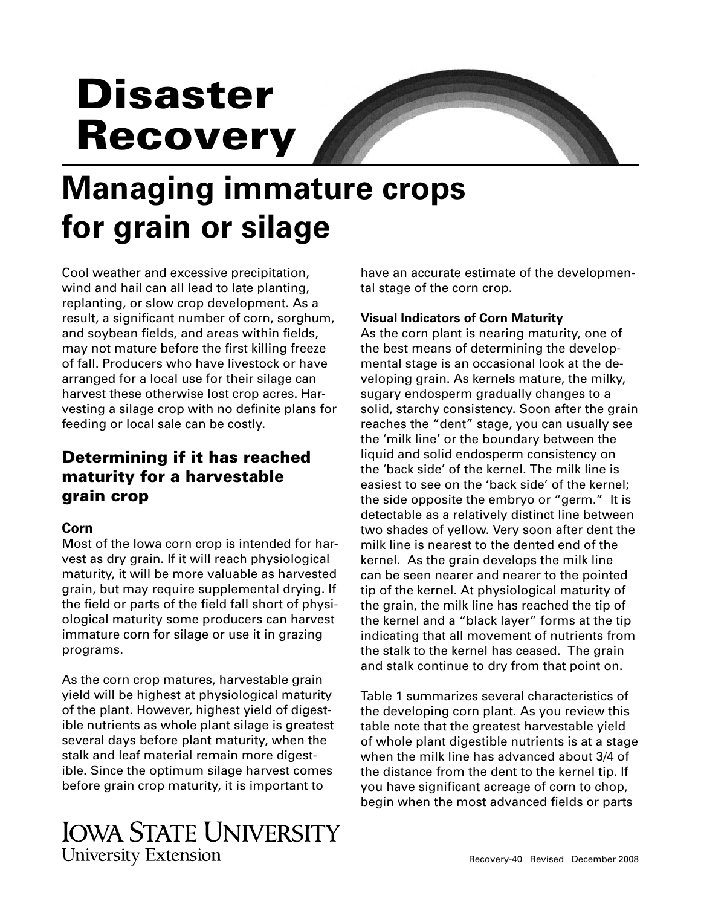# Disaster Recovery

# Managing immature crops for grain or silage

Cool weather and excessive precipitation, wind and hail can all lead to late planting, replanting, or slow crop development. As a result, a significant number of corn, sorghum, and soybean fields, and areas within fields, may not mature before the first killing freeze of fall. Producers who have livestock or have arranged for a local use for their silage can harvest these otherwise lost crop acres. Harvesting a silage crop with no definite plans for feeding or local sale can be costly.

## Determining if it has reached maturity for a harvestable grain crop

### Corn

Most of the Iowa corn crop is intended for harvest as dry grain. If it will reach physiological maturity, it will be more valuable as harvested grain, but may require supplemental drying. If the field or parts of the field fall short of physiological maturity some producers can harvest immature corn for silage or use it in grazing programs.

As the corn crop matures, harvestable grain yield will be highest at physiological maturity of the plant. However, highest yield of digestible nutrients as whole plant silage is greatest several days before plant maturity, when the stalk and leaf material remain more digestible. Since the optimum silage harvest comes before grain crop maturity, it is important to have an accurate estimate of the developmental stage of the corn crop.

**Visual Indicators of Corn Maturity**

As the corn plant is nearing maturity, one of the best means of determining the developmental stage is an occasional look at the developing grain. As kernels mature, the milky, sugary endosperm gradually changes to a solid, starchy consistency. Soon after the grain reaches the "dent" stage, you can usually see the 'milk line' or the boundary between the liquid and solid endosperm consistency on the 'back side' of the kernel. The milk line is easiest to see on the 'back side' of the kernel; the side opposite the embryo or "germ." It is detectable as a relatively distinct line between two shades of yellow. Very soon after dent the milk line is nearest to the dented end of the kernel. As the grain develops the milk line can be seen nearer and nearer to the pointed tip of the kernel. At physiological maturity of the grain, the milk line has reached the tip of the kernel and a "black layer" forms at the tip indicating that all movement of nutrients from the stalk to the kernel has ceased. The grain and stalk continue to dry from that point on.

Table 1 summarizes several characteristics of the developing corn plant. As you review this table note that the greatest harvestable yield of whole plant digestible nutrients is at a stage when the milk line has advanced about 3/4 of the distance from the dent to the kernel tip. If you have significant acreage of corn to chop, begin when the most advanced fields or parts

IOWA STATE UNIVERSITY
University Extension

Recovery-40 Revised December 2008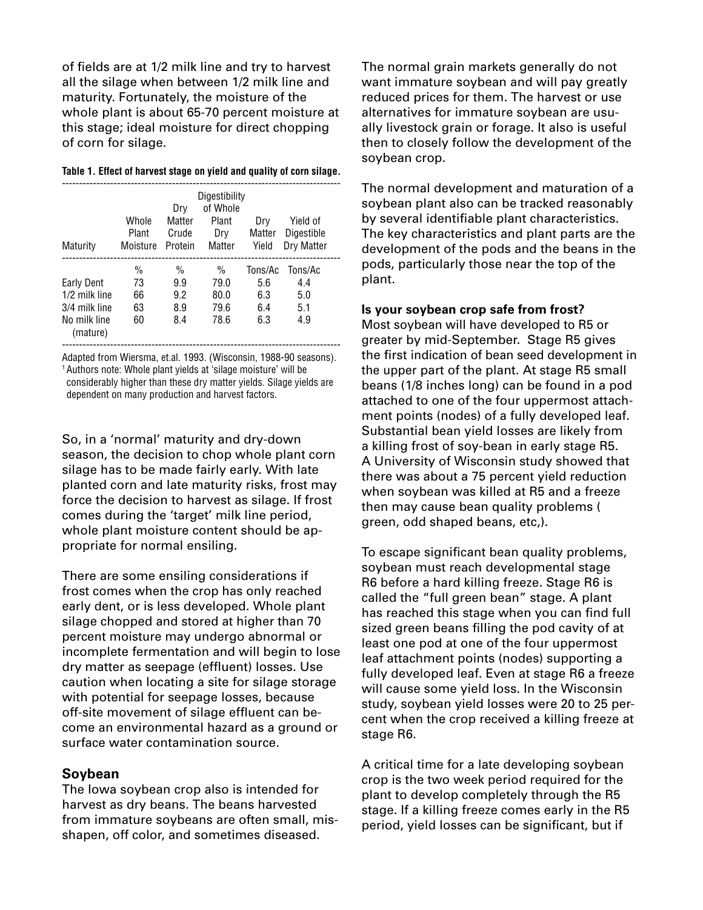of fields are at 1/2 milk line and try to harvest all the silage when between 1/2 milk line and maturity. Fortunately, the moisture of the whole plant is about 65-70 percent moisture at this stage; ideal moisture for direct chopping of corn for silage.

**Table 1. Effect of harvest stage on yield and quality of corn silage.**

| Maturity | Whole Plant Moisture | Dry Matter Crude Protein | Digestibility of Whole Plant Dry Matter | Dry Matter Yield | Yield of Digestible Dry Matter |
|---|---|---|---|---|---|
| | % | % | % | Tons/Ac | Tons/Ac |
| Early Dent | 73 | 9.9 | 79.0 | 5.6 | 4.4 |
| 1/2 milk line | 66 | 9.2 | 80.0 | 6.3 | 5.0 |
| 3/4 milk line | 63 | 8.9 | 79.6 | 6.4 | 5.1 |
| No milk line (mature) | 60 | 8.4 | 78.6 | 6.3 | 4.9 |

Adapted from Wiersma, et.al. 1993. (Wisconsin, 1988-90 seasons).
[1] Authors note: Whole plant yields at 'silage moisture' will be considerably higher than these dry matter yields. Silage yields are dependent on many production and harvest factors.

So, in a 'normal' maturity and dry-down season, the decision to chop whole plant corn silage has to be made fairly early. With late planted corn and late maturity risks, frost may force the decision to harvest as silage. If frost comes during the 'target' milk line period, whole plant moisture content should be appropriate for normal ensiling.

There are some ensiling considerations if frost comes when the crop has only reached early dent, or is less developed. Whole plant silage chopped and stored at higher than 70 percent moisture may undergo abnormal or incomplete fermentation and will begin to lose dry matter as seepage (effluent) losses. Use caution when locating a site for silage storage with potential for seepage losses, because off-site movement of silage effluent can become an environmental hazard as a ground or surface water contamination source.

## Soybean

The Iowa soybean crop also is intended for harvest as dry beans. The beans harvested from immature soybeans are often small, misshapen, off color, and sometimes diseased.

The normal grain markets generally do not want immature soybean and will pay greatly reduced prices for them. The harvest or use alternatives for immature soybean are usually livestock grain or forage. It also is useful then to closely follow the development of the soybean crop.

The normal development and maturation of a soybean plant also can be tracked reasonably by several identifiable plant characteristics. The key characteristics and plant parts are the development of the pods and the beans in the pods, particularly those near the top of the plant.

**Is your soybean crop safe from frost?**

Most soybean will have developed to R5 or greater by mid-September. Stage R5 gives the first indication of bean seed development in the upper part of the plant. At stage R5 small beans (1/8 inches long) can be found in a pod attached to one of the four uppermost attachment points (nodes) of a fully developed leaf. Substantial bean yield losses are likely from a killing frost of soy-bean in early stage R5. A University of Wisconsin study showed that there was about a 75 percent yield reduction when soybean was killed at R5 and a freeze then may cause bean quality problems ( green, odd shaped beans, etc,).

To escape significant bean quality problems, soybean must reach developmental stage R6 before a hard killing freeze. Stage R6 is called the "full green bean" stage. A plant has reached this stage when you can find full sized green beans filling the pod cavity of at least one pod at one of the four uppermost leaf attachment points (nodes) supporting a fully developed leaf. Even at stage R6 a freeze will cause some yield loss. In the Wisconsin study, soybean yield losses were 20 to 25 percent when the crop received a killing freeze at stage R6.

A critical time for a late developing soybean crop is the two week period required for the plant to develop completely through the R5 stage. If a killing freeze comes early in the R5 period, yield losses can be significant, but if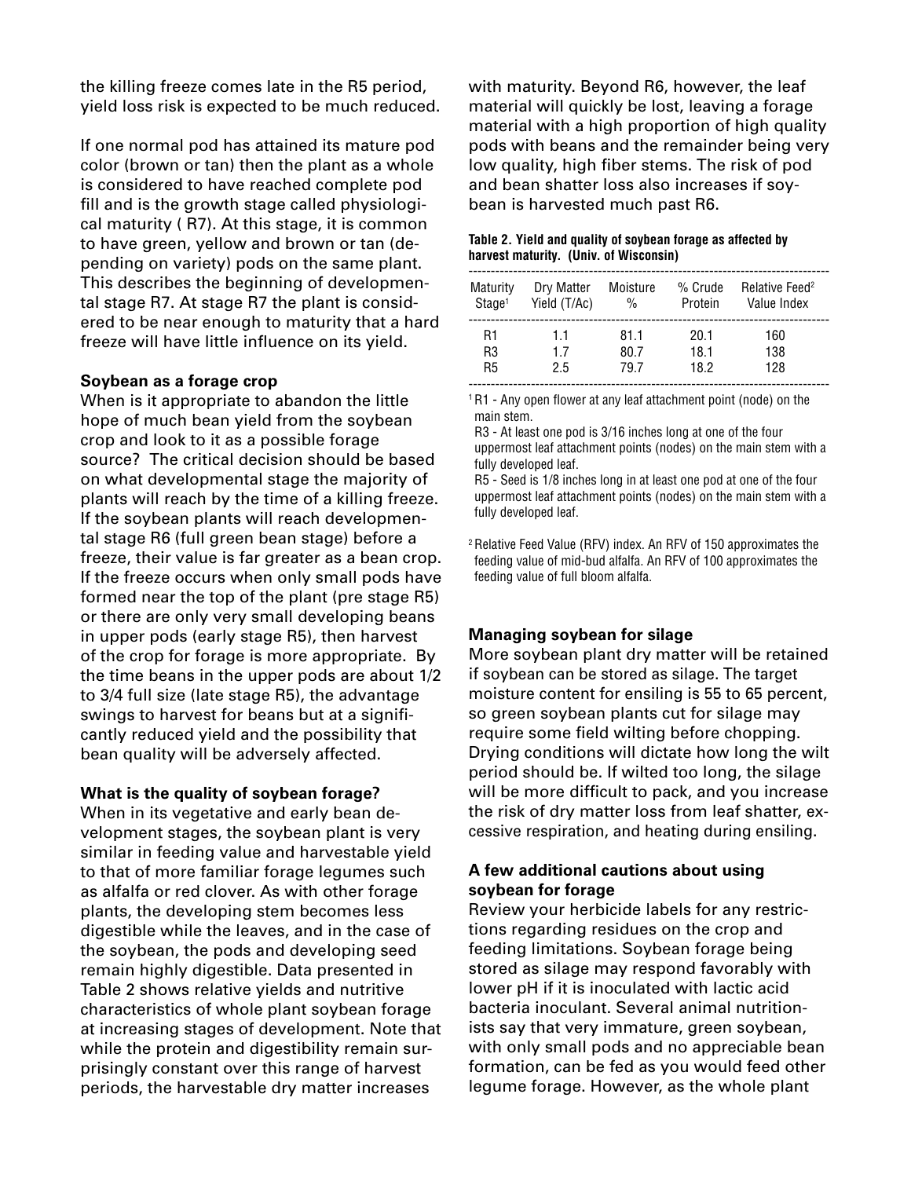the killing freeze comes late in the R5 period, yield loss risk is expected to be much reduced.

If one normal pod has attained its mature pod color (brown or tan) then the plant as a whole is considered to have reached complete pod fill and is the growth stage called physiological maturity ( R7). At this stage, it is common to have green, yellow and brown or tan (depending on variety) pods on the same plant. This describes the beginning of developmental stage R7. At stage R7 the plant is considered to be near enough to maturity that a hard freeze will have little influence on its yield.

**Soybean as a forage crop**

When is it appropriate to abandon the little hope of much bean yield from the soybean crop and look to it as a possible forage source? The critical decision should be based on what developmental stage the majority of plants will reach by the time of a killing freeze. If the soybean plants will reach developmental stage R6 (full green bean stage) before a freeze, their value is far greater as a bean crop. If the freeze occurs when only small pods have formed near the top of the plant (pre stage R5) or there are only very small developing beans in upper pods (early stage R5), then harvest of the crop for forage is more appropriate. By the time beans in the upper pods are about 1/2 to 3/4 full size (late stage R5), the advantage swings to harvest for beans but at a significantly reduced yield and the possibility that bean quality will be adversely affected.

**What is the quality of soybean forage?**

When in its vegetative and early bean development stages, the soybean plant is very similar in feeding value and harvestable yield to that of more familiar forage legumes such as alfalfa or red clover. As with other forage plants, the developing stem becomes less digestible while the leaves, and in the case of the soybean, the pods and developing seed remain highly digestible. Data presented in Table 2 shows relative yields and nutritive characteristics of whole plant soybean forage at increasing stages of development. Note that while the protein and digestibility remain surprisingly constant over this range of harvest periods, the harvestable dry matter increases with maturity. Beyond R6, however, the leaf material will quickly be lost, leaving a forage material with a high proportion of high quality pods with beans and the remainder being very low quality, high fiber stems. The risk of pod and bean shatter loss also increases if soybean is harvested much past R6.

**Table 2. Yield and quality of soybean forage as affected by harvest maturity. (Univ. of Wisconsin)**

| Maturity Stage[1] | Dry Matter Yield (T/Ac) | Moisture % | % Crude Protein | Relative Feed[2] Value Index |
|---|---|---|---|---|
| R1 | 1.1 | 81.1 | 20.1 | 160 |
| R3 | 1.7 | 80.7 | 18.1 | 138 |
| R5 | 2.5 | 79.7 | 18.2 | 128 |

[1] R1 - Any open flower at any leaf attachment point (node) on the main stem.
R3 - At least one pod is 3/16 inches long at one of the four uppermost leaf attachment points (nodes) on the main stem with a fully developed leaf.
R5 - Seed is 1/8 inches long in at least one pod at one of the four uppermost leaf attachment points (nodes) on the main stem with a fully developed leaf.

[2] Relative Feed Value (RFV) index. An RFV of 150 approximates the feeding value of mid-bud alfalfa. An RFV of 100 approximates the feeding value of full bloom alfalfa.

**Managing soybean for silage**

More soybean plant dry matter will be retained if soybean can be stored as silage. The target moisture content for ensiling is 55 to 65 percent, so green soybean plants cut for silage may require some field wilting before chopping. Drying conditions will dictate how long the wilt period should be. If wilted too long, the silage will be more difficult to pack, and you increase the risk of dry matter loss from leaf shatter, excessive respiration, and heating during ensiling.

**A few additional cautions about using soybean for forage**

Review your herbicide labels for any restrictions regarding residues on the crop and feeding limitations. Soybean forage being stored as silage may respond favorably with lower pH if it is inoculated with lactic acid bacteria inoculant. Several animal nutritionists say that very immature, green soybean, with only small pods and no appreciable bean formation, can be fed as you would feed other legume forage. However, as the whole plant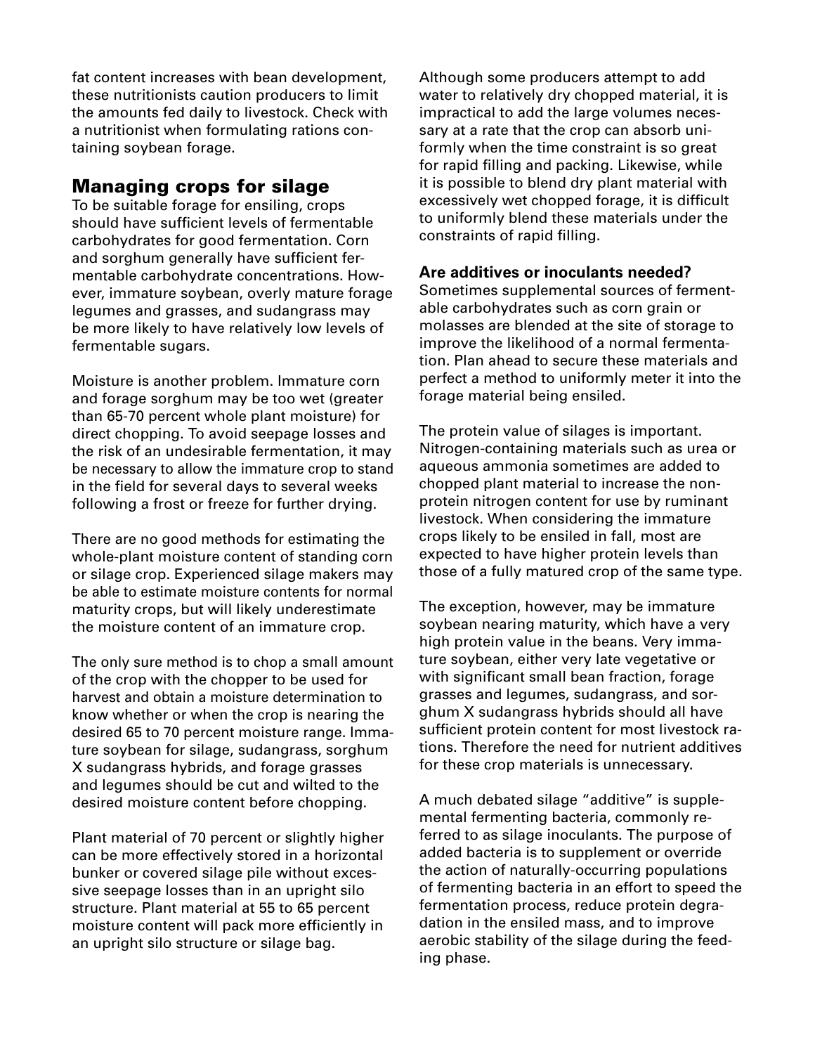fat content increases with bean development, these nutritionists caution producers to limit the amounts fed daily to livestock. Check with a nutritionist when formulating rations containing soybean forage.

## Managing crops for silage

To be suitable forage for ensiling, crops should have sufficient levels of fermentable carbohydrates for good fermentation. Corn and sorghum generally have sufficient fermentable carbohydrate concentrations. However, immature soybean, overly mature forage legumes and grasses, and sudangrass may be more likely to have relatively low levels of fermentable sugars.

Moisture is another problem. Immature corn and forage sorghum may be too wet (greater than 65-70 percent whole plant moisture) for direct chopping. To avoid seepage losses and the risk of an undesirable fermentation, it may be necessary to allow the immature crop to stand in the field for several days to several weeks following a frost or freeze for further drying.

There are no good methods for estimating the whole-plant moisture content of standing corn or silage crop. Experienced silage makers may be able to estimate moisture contents for normal maturity crops, but will likely underestimate the moisture content of an immature crop.

The only sure method is to chop a small amount of the crop with the chopper to be used for harvest and obtain a moisture determination to know whether or when the crop is nearing the desired 65 to 70 percent moisture range. Immature soybean for silage, sudangrass, sorghum X sudangrass hybrids, and forage grasses and legumes should be cut and wilted to the desired moisture content before chopping.

Plant material of 70 percent or slightly higher can be more effectively stored in a horizontal bunker or covered silage pile without excessive seepage losses than in an upright silo structure. Plant material at 55 to 65 percent moisture content will pack more efficiently in an upright silo structure or silage bag.

Although some producers attempt to add water to relatively dry chopped material, it is impractical to add the large volumes necessary at a rate that the crop can absorb uniformly when the time constraint is so great for rapid filling and packing. Likewise, while it is possible to blend dry plant material with excessively wet chopped forage, it is difficult to uniformly blend these materials under the constraints of rapid filling.

### Are additives or inoculants needed?

Sometimes supplemental sources of fermentable carbohydrates such as corn grain or molasses are blended at the site of storage to improve the likelihood of a normal fermentation. Plan ahead to secure these materials and perfect a method to uniformly meter it into the forage material being ensiled.

The protein value of silages is important. Nitrogen-containing materials such as urea or aqueous ammonia sometimes are added to chopped plant material to increase the non-protein nitrogen content for use by ruminant livestock. When considering the immature crops likely to be ensiled in fall, most are expected to have higher protein levels than those of a fully matured crop of the same type.

The exception, however, may be immature soybean nearing maturity, which have a very high protein value in the beans. Very immature soybean, either very late vegetative or with significant small bean fraction, forage grasses and legumes, sudangrass, and sorghum X sudangrass hybrids should all have sufficient protein content for most livestock rations. Therefore the need for nutrient additives for these crop materials is unnecessary.

A much debated silage "additive" is supplemental fermenting bacteria, commonly referred to as silage inoculants. The purpose of added bacteria is to supplement or override the action of naturally-occurring populations of fermenting bacteria in an effort to speed the fermentation process, reduce protein degradation in the ensiled mass, and to improve aerobic stability of the silage during the feeding phase.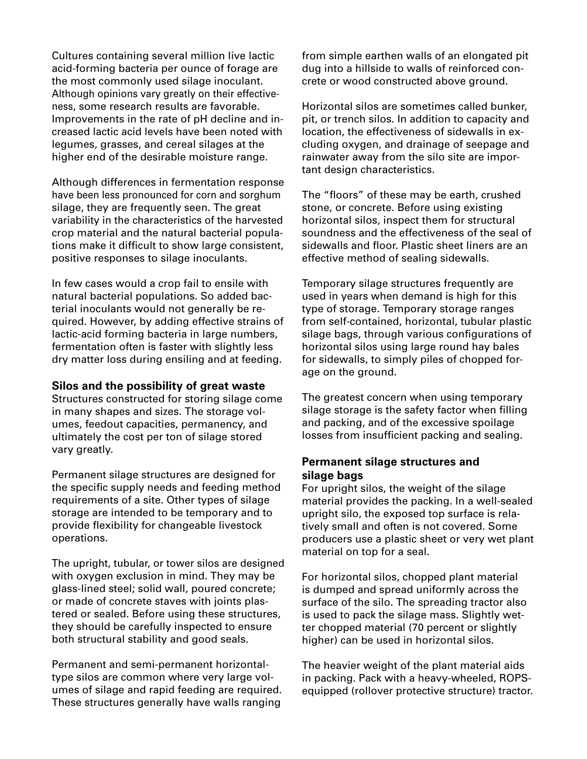Cultures containing several million live lactic acid-forming bacteria per ounce of forage are the most commonly used silage inoculant. Although opinions vary greatly on their effectiveness, some research results are favorable. Improvements in the rate of pH decline and increased lactic acid levels have been noted with legumes, grasses, and cereal silages at the higher end of the desirable moisture range.

Although differences in fermentation response have been less pronounced for corn and sorghum silage, they are frequently seen. The great variability in the characteristics of the harvested crop material and the natural bacterial populations make it difficult to show large consistent, positive responses to silage inoculants.

In few cases would a crop fail to ensile with natural bacterial populations. So added bacterial inoculants would not generally be required. However, by adding effective strains of lactic-acid forming bacteria in large numbers, fermentation often is faster with slightly less dry matter loss during ensiling and at feeding.

### Silos and the possibility of great waste

Structures constructed for storing silage come in many shapes and sizes. The storage volumes, feedout capacities, permanency, and ultimately the cost per ton of silage stored vary greatly.

Permanent silage structures are designed for the specific supply needs and feeding method requirements of a site. Other types of silage storage are intended to be temporary and to provide flexibility for changeable livestock operations.

The upright, tubular, or tower silos are designed with oxygen exclusion in mind. They may be glass-lined steel; solid wall, poured concrete; or made of concrete staves with joints plastered or sealed. Before using these structures, they should be carefully inspected to ensure both structural stability and good seals.

Permanent and semi-permanent horizontal-type silos are common where very large volumes of silage and rapid feeding are required. These structures generally have walls ranging from simple earthen walls of an elongated pit dug into a hillside to walls of reinforced concrete or wood constructed above ground.

Horizontal silos are sometimes called bunker, pit, or trench silos. In addition to capacity and location, the effectiveness of sidewalls in excluding oxygen, and drainage of seepage and rainwater away from the silo site are important design characteristics.

The "floors" of these may be earth, crushed stone, or concrete. Before using existing horizontal silos, inspect them for structural soundness and the effectiveness of the seal of sidewalls and floor. Plastic sheet liners are an effective method of sealing sidewalls.

Temporary silage structures frequently are used in years when demand is high for this type of storage. Temporary storage ranges from self-contained, horizontal, tubular plastic silage bags, through various configurations of horizontal silos using large round hay bales for sidewalls, to simply piles of chopped forage on the ground.

The greatest concern when using temporary silage storage is the safety factor when filling and packing, and of the excessive spoilage losses from insufficient packing and sealing.

### Permanent silage structures and silage bags

For upright silos, the weight of the silage material provides the packing. In a well-sealed upright silo, the exposed top surface is relatively small and often is not covered. Some producers use a plastic sheet or very wet plant material on top for a seal.

For horizontal silos, chopped plant material is dumped and spread uniformly across the surface of the silo. The spreading tractor also is used to pack the silage mass. Slightly wetter chopped material (70 percent or slightly higher) can be used in horizontal silos.

The heavier weight of the plant material aids in packing. Pack with a heavy-wheeled, ROPS-equipped (rollover protective structure) tractor.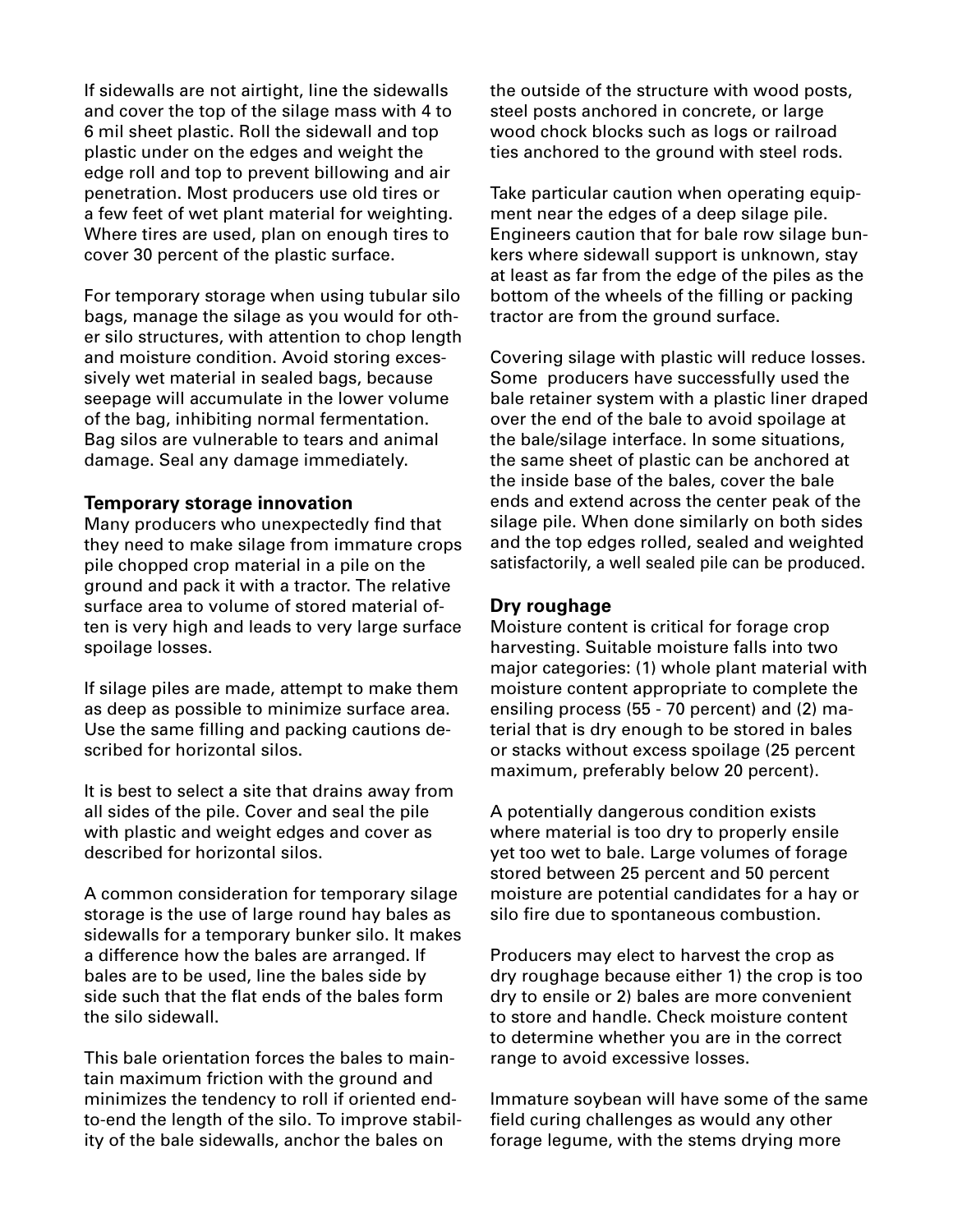If sidewalls are not airtight, line the sidewalls and cover the top of the silage mass with 4 to 6 mil sheet plastic. Roll the sidewall and top plastic under on the edges and weight the edge roll and top to prevent billowing and air penetration. Most producers use old tires or a few feet of wet plant material for weighting. Where tires are used, plan on enough tires to cover 30 percent of the plastic surface.

For temporary storage when using tubular silo bags, manage the silage as you would for other silo structures, with attention to chop length and moisture condition. Avoid storing excessively wet material in sealed bags, because seepage will accumulate in the lower volume of the bag, inhibiting normal fermentation. Bag silos are vulnerable to tears and animal damage. Seal any damage immediately.

### Temporary storage innovation

Many producers who unexpectedly find that they need to make silage from immature crops pile chopped crop material in a pile on the ground and pack it with a tractor. The relative surface area to volume of stored material often is very high and leads to very large surface spoilage losses.

If silage piles are made, attempt to make them as deep as possible to minimize surface area. Use the same filling and packing cautions described for horizontal silos.

It is best to select a site that drains away from all sides of the pile. Cover and seal the pile with plastic and weight edges and cover as described for horizontal silos.

A common consideration for temporary silage storage is the use of large round hay bales as sidewalls for a temporary bunker silo. It makes a difference how the bales are arranged. If bales are to be used, line the bales side by side such that the flat ends of the bales form the silo sidewall.

This bale orientation forces the bales to maintain maximum friction with the ground and minimizes the tendency to roll if oriented end-to-end the length of the silo. To improve stability of the bale sidewalls, anchor the bales on the outside of the structure with wood posts, steel posts anchored in concrete, or large wood chock blocks such as logs or railroad ties anchored to the ground with steel rods.

Take particular caution when operating equipment near the edges of a deep silage pile. Engineers caution that for bale row silage bunkers where sidewall support is unknown, stay at least as far from the edge of the piles as the bottom of the wheels of the filling or packing tractor are from the ground surface.

Covering silage with plastic will reduce losses. Some producers have successfully used the bale retainer system with a plastic liner draped over the end of the bale to avoid spoilage at the bale/silage interface. In some situations, the same sheet of plastic can be anchored at the inside base of the bales, cover the bale ends and extend across the center peak of the silage pile. When done similarly on both sides and the top edges rolled, sealed and weighted satisfactorily, a well sealed pile can be produced.

### Dry roughage

Moisture content is critical for forage crop harvesting. Suitable moisture falls into two major categories: (1) whole plant material with moisture content appropriate to complete the ensiling process (55 - 70 percent) and (2) material that is dry enough to be stored in bales or stacks without excess spoilage (25 percent maximum, preferably below 20 percent).

A potentially dangerous condition exists where material is too dry to properly ensile yet too wet to bale. Large volumes of forage stored between 25 percent and 50 percent moisture are potential candidates for a hay or silo fire due to spontaneous combustion.

Producers may elect to harvest the crop as dry roughage because either 1) the crop is too dry to ensile or 2) bales are more convenient to store and handle. Check moisture content to determine whether you are in the correct range to avoid excessive losses.

Immature soybean will have some of the same field curing challenges as would any other forage legume, with the stems drying more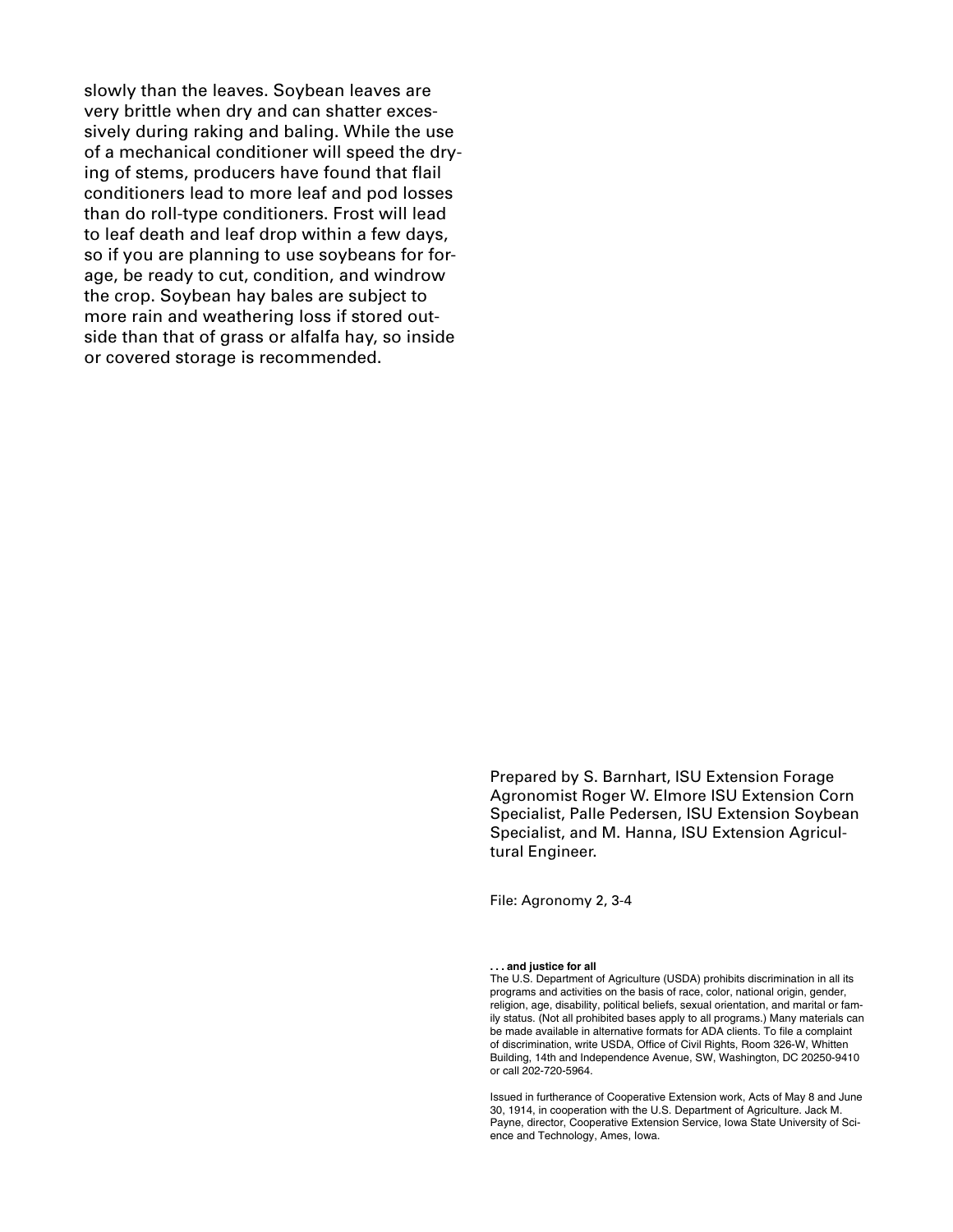slowly than the leaves. Soybean leaves are very brittle when dry and can shatter excessively during raking and baling. While the use of a mechanical conditioner will speed the drying of stems, producers have found that flail conditioners lead to more leaf and pod losses than do roll-type conditioners. Frost will lead to leaf death and leaf drop within a few days, so if you are planning to use soybeans for forage, be ready to cut, condition, and windrow the crop. Soybean hay bales are subject to more rain and weathering loss if stored outside than that of grass or alfalfa hay, so inside or covered storage is recommended.

Prepared by S. Barnhart, ISU Extension Forage Agronomist Roger W. Elmore ISU Extension Corn Specialist, Palle Pedersen, ISU Extension Soybean Specialist, and M. Hanna, ISU Extension Agricultural Engineer.

File: Agronomy 2, 3-4

**. . . and justice for all**
The U.S. Department of Agriculture (USDA) prohibits discrimination in all its programs and activities on the basis of race, color, national origin, gender, religion, age, disability, political beliefs, sexual orientation, and marital or family status. (Not all prohibited bases apply to all programs.) Many materials can be made available in alternative formats for ADA clients. To file a complaint of discrimination, write USDA, Office of Civil Rights, Room 326-W, Whitten Building, 14th and Independence Avenue, SW, Washington, DC 20250-9410 or call 202-720-5964.

Issued in furtherance of Cooperative Extension work, Acts of May 8 and June 30, 1914, in cooperation with the U.S. Department of Agriculture. Jack M. Payne, director, Cooperative Extension Service, Iowa State University of Science and Technology, Ames, Iowa.